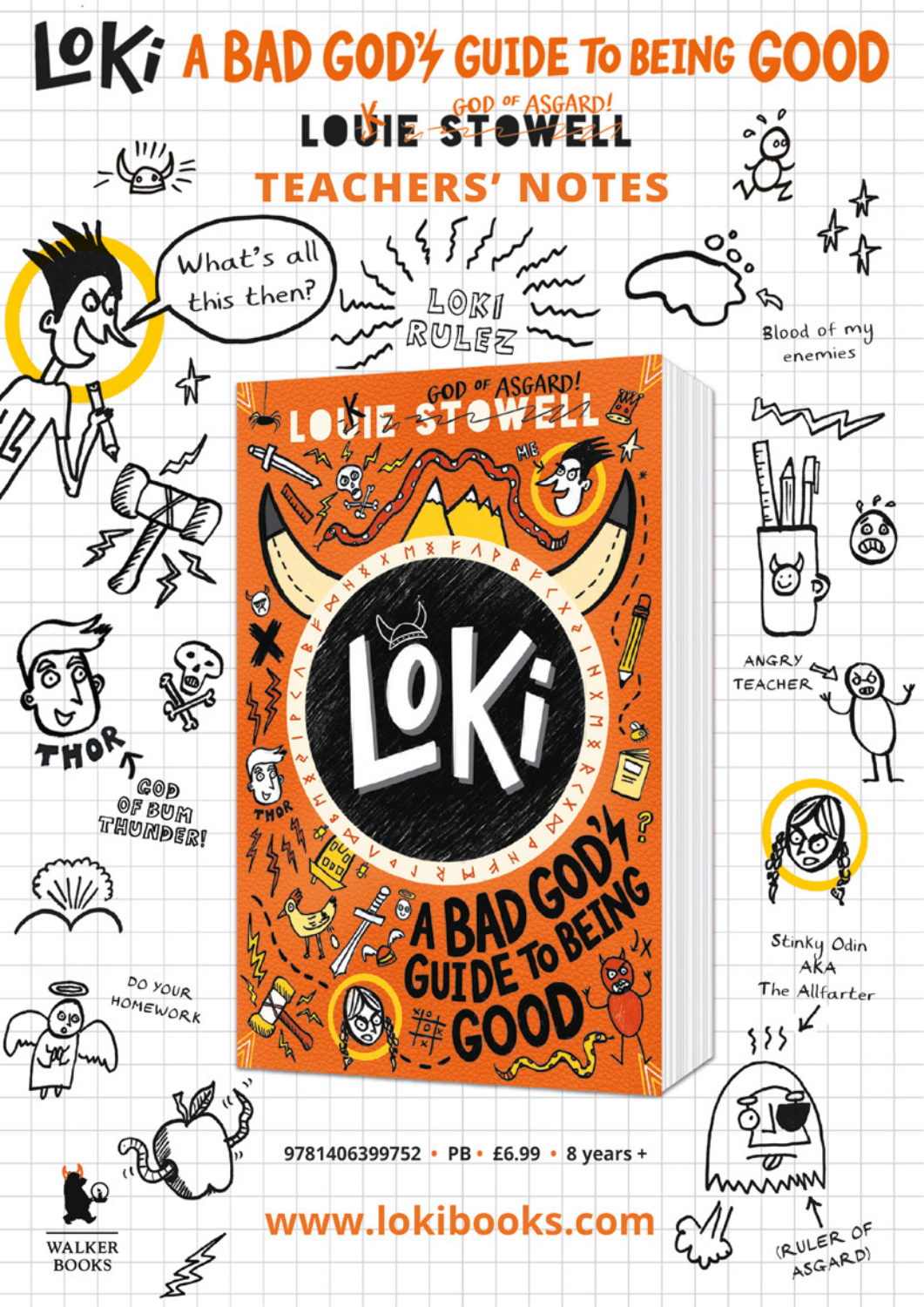# LOKI A BAD GOD'S GUIDE TO BEING GOOD

## ~~LOUIE STOWELL~~ LOKI GOD OF ASGARD!

## TEACHERS' NOTES

What's all this then?

LOKI RULEZ

Blood of my enemies

ANGRY TEACHER

THOR ← GOD OF BUM THUNDER!

Stinky Odin AKA The Allfarter (RULER OF ASGARD)

DO YOUR HOMEWORK

9781406399752 • PB • £6.99 • 8 years +

**www.lokibooks.com**

WALKER BOOKS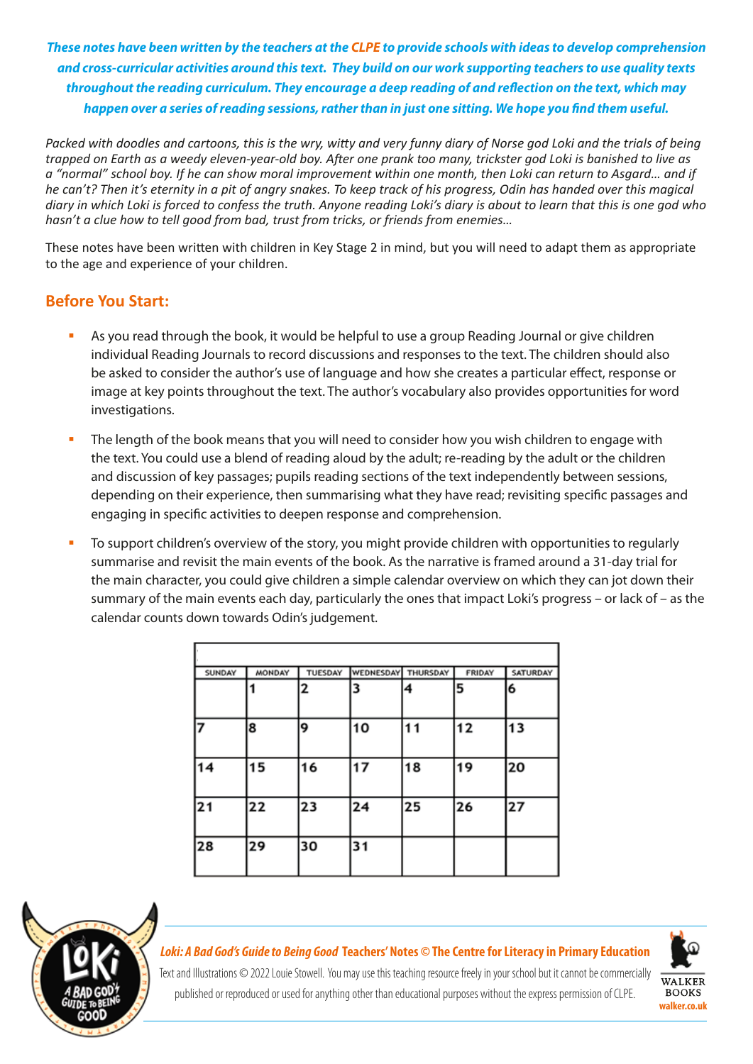***These notes have been written by the teachers at the CLPE to provide schools with ideas to develop comprehension and cross-curricular activities around this text. They build on our work supporting teachers to use quality texts throughout the reading curriculum. They encourage a deep reading of and reflection on the text, which may happen over a series of reading sessions, rather than in just one sitting. We hope you find them useful.***

*Packed with doodles and cartoons, this is the wry, witty and very funny diary of Norse god Loki and the trials of being trapped on Earth as a weedy eleven-year-old boy. After one prank too many, trickster god Loki is banished to live as a "normal" school boy. If he can show moral improvement within one month, then Loki can return to Asgard... and if he can't? Then it's eternity in a pit of angry snakes. To keep track of his progress, Odin has handed over this magical diary in which Loki is forced to confess the truth. Anyone reading Loki's diary is about to learn that this is one god who hasn't a clue how to tell good from bad, trust from tricks, or friends from enemies...*

These notes have been written with children in Key Stage 2 in mind, but you will need to adapt them as appropriate to the age and experience of your children.

## Before You Start:

- As you read through the book, it would be helpful to use a group Reading Journal or give children individual Reading Journals to record discussions and responses to the text. The children should also be asked to consider the author's use of language and how she creates a particular effect, response or image at key points throughout the text. The author's vocabulary also provides opportunities for word investigations.

- The length of the book means that you will need to consider how you wish children to engage with the text. You could use a blend of reading aloud by the adult; re-reading by the adult or the children and discussion of key passages; pupils reading sections of the text independently between sessions, depending on their experience, then summarising what they have read; revisiting specific passages and engaging in specific activities to deepen response and comprehension.

- To support children's overview of the story, you might provide children with opportunities to regularly summarise and revisit the main events of the book. As the narrative is framed around a 31-day trial for the main character, you could give children a simple calendar overview on which they can jot down their summary of the main events each day, particularly the ones that impact Loki's progress – or lack of – as the calendar counts down towards Odin's judgement.

| SUNDAY | MONDAY | TUESDAY | WEDNESDAY | THURSDAY | FRIDAY | SATURDAY |
|---|---|---|---|---|---|---|
| | 1 | 2 | 3 | 4 | 5 | 6 |
| 7 | 8 | 9 | 10 | 11 | 12 | 13 |
| 14 | 15 | 16 | 17 | 18 | 19 | 20 |
| 21 | 22 | 23 | 24 | 25 | 26 | 27 |
| 28 | 29 | 30 | 31 | | | |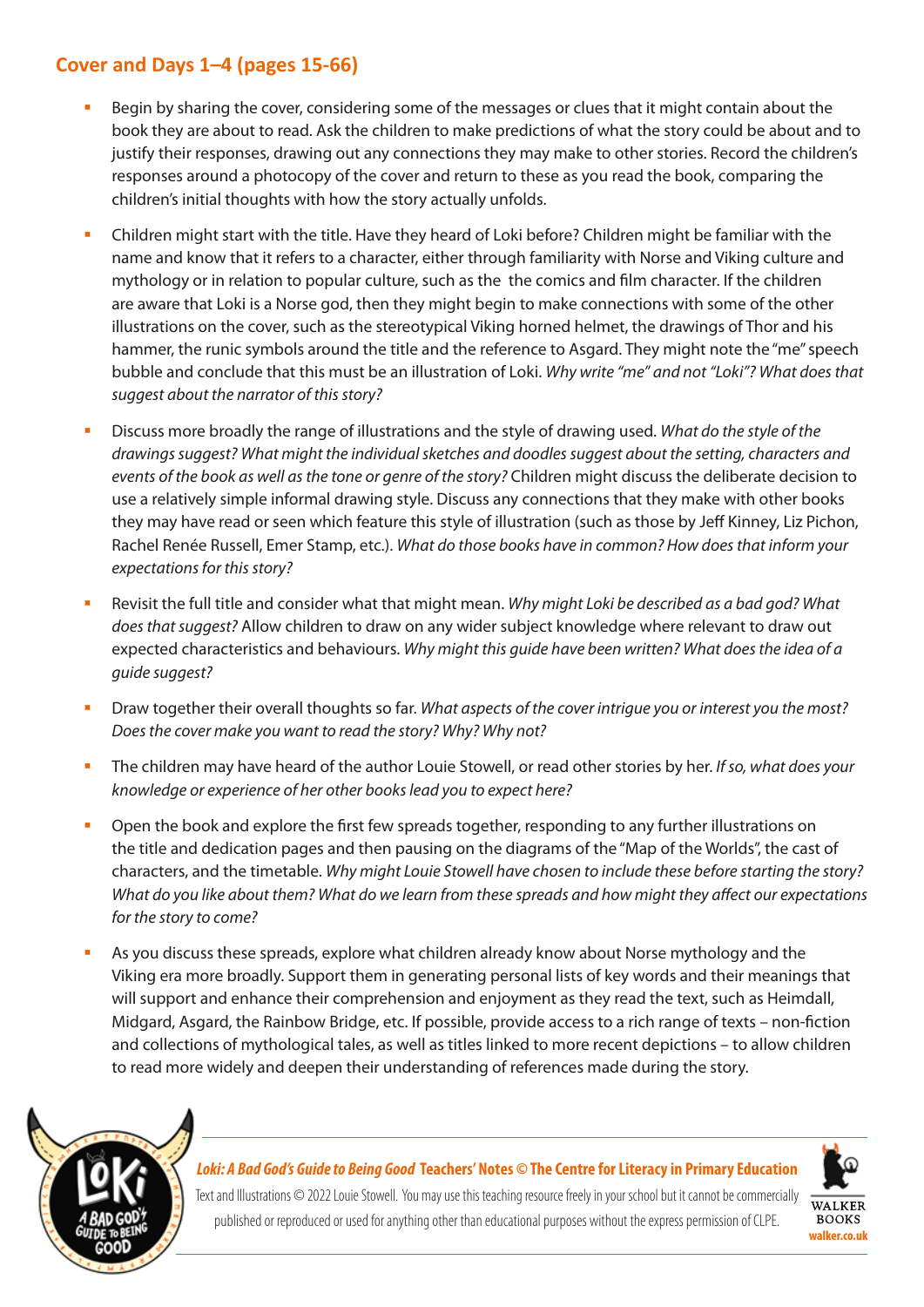## Cover and Days 1–4 (pages 15-66)

- Begin by sharing the cover, considering some of the messages or clues that it might contain about the book they are about to read. Ask the children to make predictions of what the story could be about and to justify their responses, drawing out any connections they may make to other stories. Record the children's responses around a photocopy of the cover and return to these as you read the book, comparing the children's initial thoughts with how the story actually unfolds.
- Children might start with the title. Have they heard of Loki before? Children might be familiar with the name and know that it refers to a character, either through familiarity with Norse and Viking culture and mythology or in relation to popular culture, such as the the comics and film character. If the children are aware that Loki is a Norse god, then they might begin to make connections with some of the other illustrations on the cover, such as the stereotypical Viking horned helmet, the drawings of Thor and his hammer, the runic symbols around the title and the reference to Asgard. They might note the "me" speech bubble and conclude that this must be an illustration of Loki. *Why write "me" and not "Loki"? What does that suggest about the narrator of this story?*
- Discuss more broadly the range of illustrations and the style of drawing used. *What do the style of the drawings suggest? What might the individual sketches and doodles suggest about the setting, characters and events of the book as well as the tone or genre of the story?* Children might discuss the deliberate decision to use a relatively simple informal drawing style. Discuss any connections that they make with other books they may have read or seen which feature this style of illustration (such as those by Jeff Kinney, Liz Pichon, Rachel Renée Russell, Emer Stamp, etc.). *What do those books have in common? How does that inform your expectations for this story?*
- Revisit the full title and consider what that might mean. *Why might Loki be described as a bad god? What does that suggest?* Allow children to draw on any wider subject knowledge where relevant to draw out expected characteristics and behaviours. *Why might this guide have been written? What does the idea of a guide suggest?*
- Draw together their overall thoughts so far. *What aspects of the cover intrigue you or interest you the most? Does the cover make you want to read the story? Why? Why not?*
- The children may have heard of the author Louie Stowell, or read other stories by her. *If so, what does your knowledge or experience of her other books lead you to expect here?*
- Open the book and explore the first few spreads together, responding to any further illustrations on the title and dedication pages and then pausing on the diagrams of the "Map of the Worlds", the cast of characters, and the timetable. *Why might Louie Stowell have chosen to include these before starting the story? What do you like about them? What do we learn from these spreads and how might they affect our expectations for the story to come?*
- As you discuss these spreads, explore what children already know about Norse mythology and the Viking era more broadly. Support them in generating personal lists of key words and their meanings that will support and enhance their comprehension and enjoyment as they read the text, such as Heimdall, Midgard, Asgard, the Rainbow Bridge, etc. If possible, provide access to a rich range of texts – non-fiction and collections of mythological tales, as well as titles linked to more recent depictions – to allow children to read more widely and deepen their understanding of references made during the story.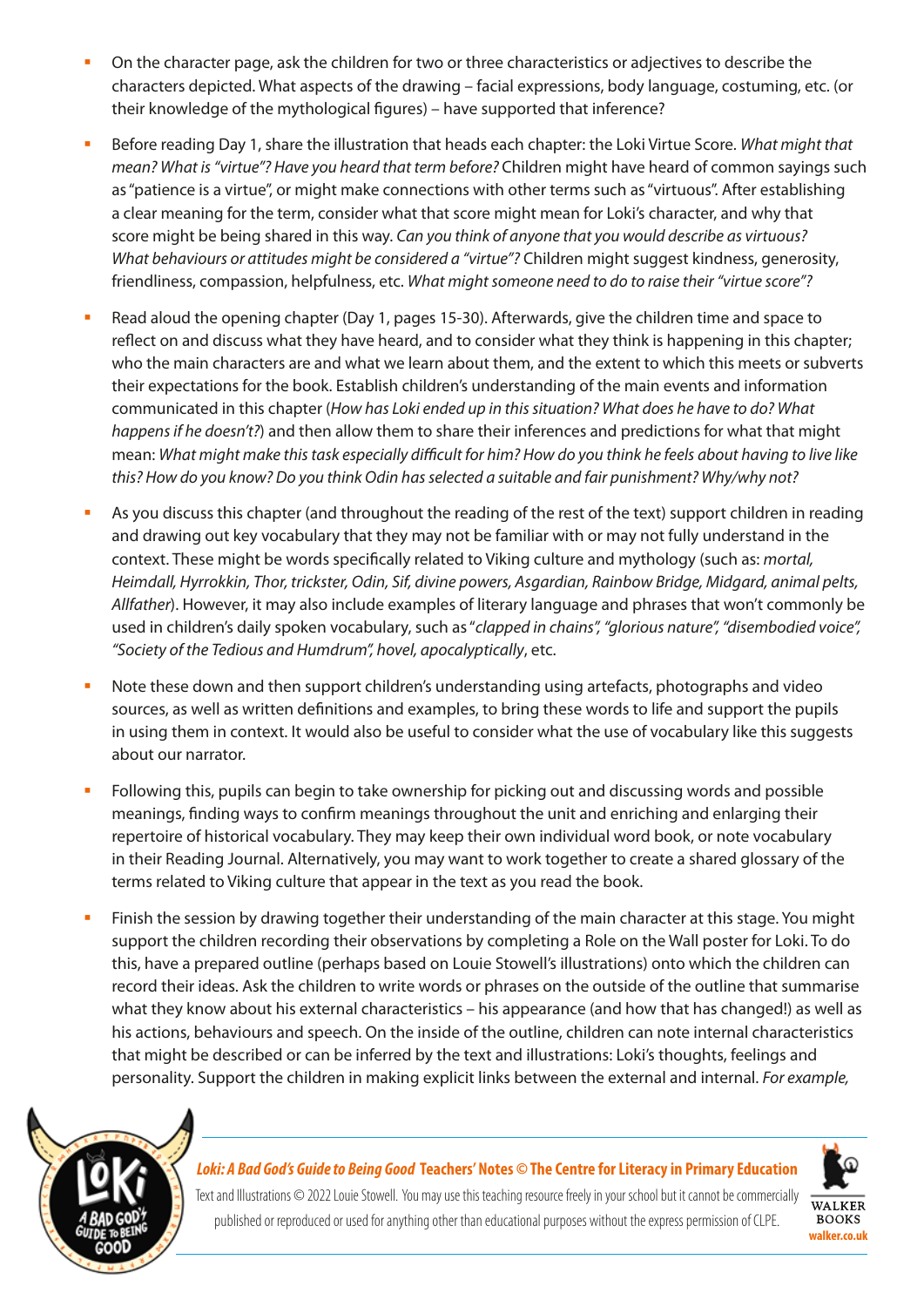- On the character page, ask the children for two or three characteristics or adjectives to describe the characters depicted. What aspects of the drawing – facial expressions, body language, costuming, etc. (or their knowledge of the mythological figures) – have supported that inference?
- Before reading Day 1, share the illustration that heads each chapter: the Loki Virtue Score. *What might that mean? What is "virtue"? Have you heard that term before?* Children might have heard of common sayings such as "patience is a virtue", or might make connections with other terms such as "virtuous". After establishing a clear meaning for the term, consider what that score might mean for Loki's character, and why that score might be being shared in this way. *Can you think of anyone that you would describe as virtuous? What behaviours or attitudes might be considered a "virtue"?* Children might suggest kindness, generosity, friendliness, compassion, helpfulness, etc. *What might someone need to do to raise their "virtue score"?*
- Read aloud the opening chapter (Day 1, pages 15-30). Afterwards, give the children time and space to reflect on and discuss what they have heard, and to consider what they think is happening in this chapter; who the main characters are and what we learn about them, and the extent to which this meets or subverts their expectations for the book. Establish children's understanding of the main events and information communicated in this chapter (*How has Loki ended up in this situation? What does he have to do? What happens if he doesn't?*) and then allow them to share their inferences and predictions for what that might mean: *What might make this task especially difficult for him? How do you think he feels about having to live like this? How do you know? Do you think Odin has selected a suitable and fair punishment? Why/why not?*
- As you discuss this chapter (and throughout the reading of the rest of the text) support children in reading and drawing out key vocabulary that they may not be familiar with or may not fully understand in the context. These might be words specifically related to Viking culture and mythology (such as: *mortal, Heimdall, Hyrrokkin, Thor, trickster, Odin, Sif, divine powers, Asgardian, Rainbow Bridge, Midgard, animal pelts, Allfather*). However, it may also include examples of literary language and phrases that won't commonly be used in children's daily spoken vocabulary, such as "*clapped in chains", "glorious nature", "disembodied voice", "Society of the Tedious and Humdrum", hovel, apocalyptically*, etc.
- Note these down and then support children's understanding using artefacts, photographs and video sources, as well as written definitions and examples, to bring these words to life and support the pupils in using them in context. It would also be useful to consider what the use of vocabulary like this suggests about our narrator.
- Following this, pupils can begin to take ownership for picking out and discussing words and possible meanings, finding ways to confirm meanings throughout the unit and enriching and enlarging their repertoire of historical vocabulary. They may keep their own individual word book, or note vocabulary in their Reading Journal. Alternatively, you may want to work together to create a shared glossary of the terms related to Viking culture that appear in the text as you read the book.
- Finish the session by drawing together their understanding of the main character at this stage. You might support the children recording their observations by completing a Role on the Wall poster for Loki. To do this, have a prepared outline (perhaps based on Louie Stowell's illustrations) onto which the children can record their ideas. Ask the children to write words or phrases on the outside of the outline that summarise what they know about his external characteristics – his appearance (and how that has changed!) as well as his actions, behaviours and speech. On the inside of the outline, children can note internal characteristics that might be described or can be inferred by the text and illustrations: Loki's thoughts, feelings and personality. Support the children in making explicit links between the external and internal. *For example,*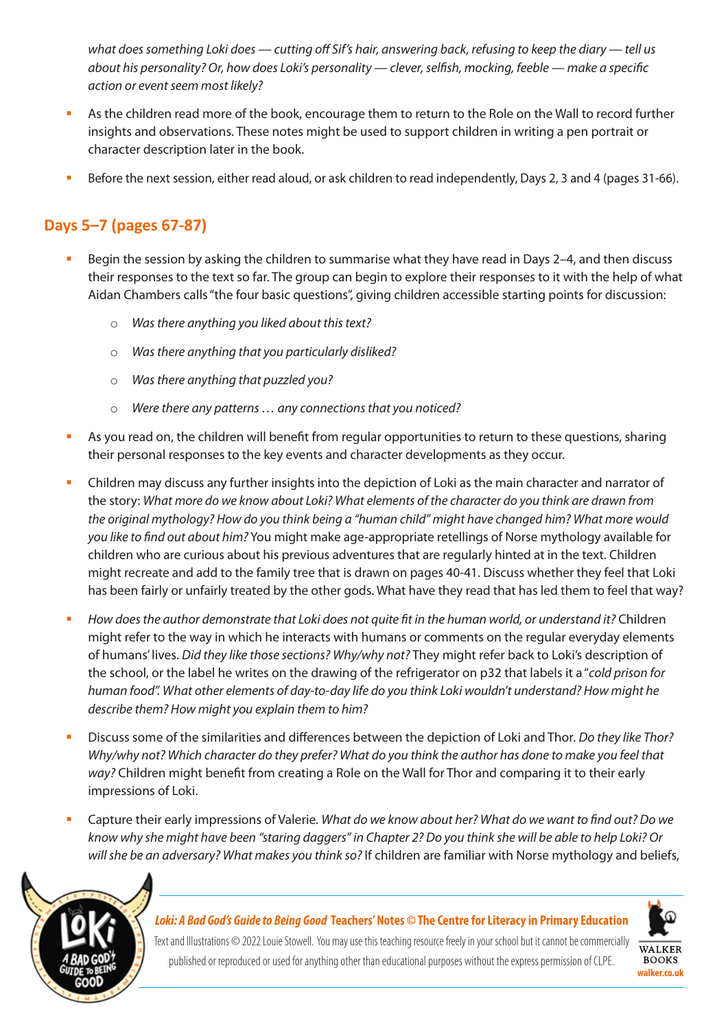*what does something Loki does — cutting off Sif's hair, answering back, refusing to keep the diary — tell us about his personality? Or, how does Loki's personality — clever, selfish, mocking, feeble — make a specific action or event seem most likely?*

- As the children read more of the book, encourage them to return to the Role on the Wall to record further insights and observations. These notes might be used to support children in writing a pen portrait or character description later in the book.
- Before the next session, either read aloud, or ask children to read independently, Days 2, 3 and 4 (pages 31-66).

## Days 5–7 (pages 67-87)

- Begin the session by asking the children to summarise what they have read in Days 2–4, and then discuss their responses to the text so far. The group can begin to explore their responses to it with the help of what Aidan Chambers calls "the four basic questions", giving children accessible starting points for discussion:
  - *Was there anything you liked about this text?*
  - *Was there anything that you particularly disliked?*
  - *Was there anything that puzzled you?*
  - *Were there any patterns … any connections that you noticed?*
- As you read on, the children will benefit from regular opportunities to return to these questions, sharing their personal responses to the key events and character developments as they occur.
- Children may discuss any further insights into the depiction of Loki as the main character and narrator of the story: *What more do we know about Loki? What elements of the character do you think are drawn from the original mythology? How do you think being a "human child" might have changed him? What more would you like to find out about him?* You might make age-appropriate retellings of Norse mythology available for children who are curious about his previous adventures that are regularly hinted at in the text. Children might recreate and add to the family tree that is drawn on pages 40-41. Discuss whether they feel that Loki has been fairly or unfairly treated by the other gods. What have they read that has led them to feel that way?
- *How does the author demonstrate that Loki does not quite fit in the human world, or understand it?* Children might refer to the way in which he interacts with humans or comments on the regular everyday elements of humans' lives. *Did they like those sections? Why/why not?* They might refer back to Loki's description of the school, or the label he writes on the drawing of the refrigerator on p32 that labels it a "*cold prison for human food*". *What other elements of day-to-day life do you think Loki wouldn't understand? How might he describe them? How might you explain them to him?*
- Discuss some of the similarities and differences between the depiction of Loki and Thor. *Do they like Thor? Why/why not? Which character do they prefer? What do you think the author has done to make you feel that way?* Children might benefit from creating a Role on the Wall for Thor and comparing it to their early impressions of Loki.
- Capture their early impressions of Valerie. *What do we know about her? What do we want to find out? Do we know why she might have been "staring daggers" in Chapter 2? Do you think she will be able to help Loki? Or will she be an adversary? What makes you think so?* If children are familiar with Norse mythology and beliefs,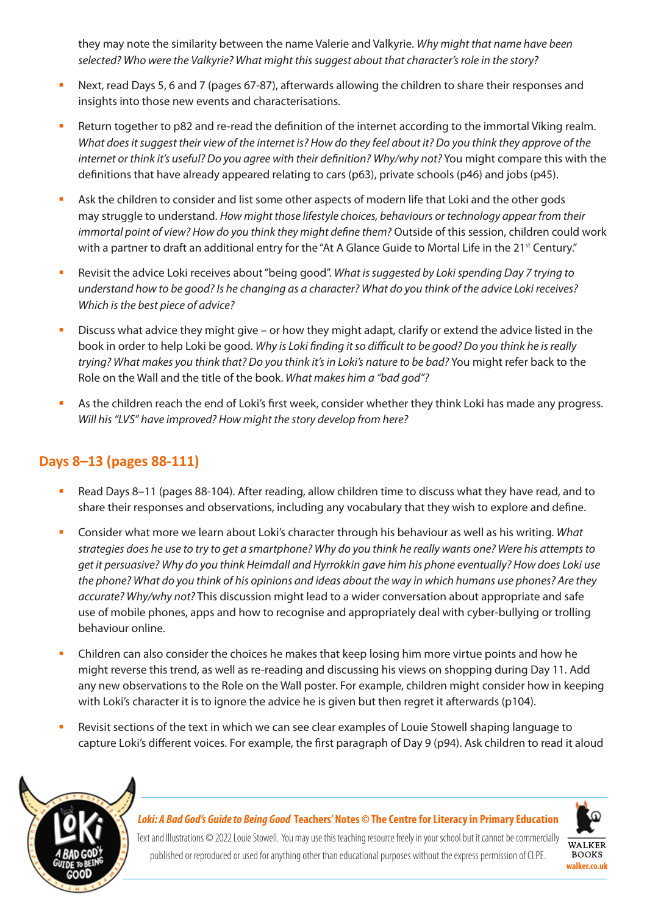they may note the similarity between the name Valerie and Valkyrie. *Why might that name have been selected? Who were the Valkyrie? What might this suggest about that character's role in the story?*

- Next, read Days 5, 6 and 7 (pages 67-87), afterwards allowing the children to share their responses and insights into those new events and characterisations.
- Return together to p82 and re-read the definition of the internet according to the immortal Viking realm. *What does it suggest their view of the internet is? How do they feel about it? Do you think they approve of the internet or think it's useful? Do you agree with their definition? Why/why not?* You might compare this with the definitions that have already appeared relating to cars (p63), private schools (p46) and jobs (p45).
- Ask the children to consider and list some other aspects of modern life that Loki and the other gods may struggle to understand. *How might those lifestyle choices, behaviours or technology appear from their immortal point of view? How do you think they might define them?* Outside of this session, children could work with a partner to draft an additional entry for the "At A Glance Guide to Mortal Life in the 21st Century."
- Revisit the advice Loki receives about "being good". *What is suggested by Loki spending Day 7 trying to understand how to be good? Is he changing as a character? What do you think of the advice Loki receives? Which is the best piece of advice?*
- Discuss what advice they might give – or how they might adapt, clarify or extend the advice listed in the book in order to help Loki be good. *Why is Loki finding it so difficult to be good? Do you think he is really trying? What makes you think that? Do you think it's in Loki's nature to be bad?* You might refer back to the Role on the Wall and the title of the book. *What makes him a "bad god"?*
- As the children reach the end of Loki's first week, consider whether they think Loki has made any progress. *Will his "LVS" have improved? How might the story develop from here?*

## Days 8–13 (pages 88-111)

- Read Days 8–11 (pages 88-104). After reading, allow children time to discuss what they have read, and to share their responses and observations, including any vocabulary that they wish to explore and define.
- Consider what more we learn about Loki's character through his behaviour as well as his writing. *What strategies does he use to try to get a smartphone? Why do you think he really wants one? Were his attempts to get it persuasive? Why do you think Heimdall and Hyrrokkin gave him his phone eventually? How does Loki use the phone? What do you think of his opinions and ideas about the way in which humans use phones? Are they accurate? Why/why not?* This discussion might lead to a wider conversation about appropriate and safe use of mobile phones, apps and how to recognise and appropriately deal with cyber-bullying or trolling behaviour online.
- Children can also consider the choices he makes that keep losing him more virtue points and how he might reverse this trend, as well as re-reading and discussing his views on shopping during Day 11. Add any new observations to the Role on the Wall poster. For example, children might consider how in keeping with Loki's character it is to ignore the advice he is given but then regret it afterwards (p104).
- Revisit sections of the text in which we can see clear examples of Louie Stowell shaping language to capture Loki's different voices. For example, the first paragraph of Day 9 (p94). Ask children to read it aloud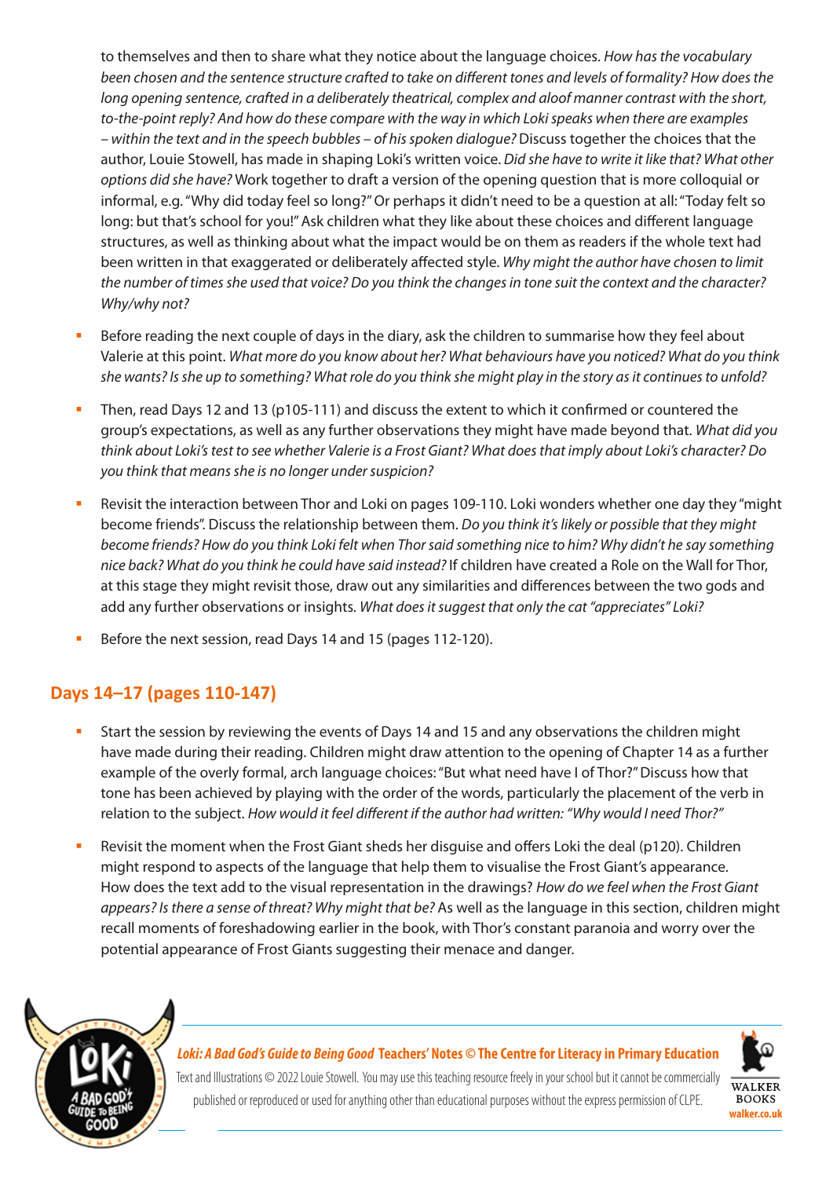to themselves and then to share what they notice about the language choices. *How has the vocabulary been chosen and the sentence structure crafted to take on different tones and levels of formality? How does the long opening sentence, crafted in a deliberately theatrical, complex and aloof manner contrast with the short, to-the-point reply? And how do these compare with the way in which Loki speaks when there are examples – within the text and in the speech bubbles – of his spoken dialogue?* Discuss together the choices that the author, Louie Stowell, has made in shaping Loki's written voice. *Did she have to write it like that? What other options did she have?* Work together to draft a version of the opening question that is more colloquial or informal, e.g. "Why did today feel so long?" Or perhaps it didn't need to be a question at all: "Today felt so long: but that's school for you!" Ask children what they like about these choices and different language structures, as well as thinking about what the impact would be on them as readers if the whole text had been written in that exaggerated or deliberately affected style. *Why might the author have chosen to limit the number of times she used that voice? Do you think the changes in tone suit the context and the character? Why/why not?*

- Before reading the next couple of days in the diary, ask the children to summarise how they feel about Valerie at this point. *What more do you know about her? What behaviours have you noticed? What do you think she wants? Is she up to something? What role do you think she might play in the story as it continues to unfold?*
- Then, read Days 12 and 13 (p105-111) and discuss the extent to which it confirmed or countered the group's expectations, as well as any further observations they might have made beyond that. *What did you think about Loki's test to see whether Valerie is a Frost Giant? What does that imply about Loki's character? Do you think that means she is no longer under suspicion?*
- Revisit the interaction between Thor and Loki on pages 109-110. Loki wonders whether one day they "might become friends". Discuss the relationship between them. *Do you think it's likely or possible that they might become friends? How do you think Loki felt when Thor said something nice to him? Why didn't he say something nice back? What do you think he could have said instead?* If children have created a Role on the Wall for Thor, at this stage they might revisit those, draw out any similarities and differences between the two gods and add any further observations or insights. *What does it suggest that only the cat "appreciates" Loki?*
- Before the next session, read Days 14 and 15 (pages 112-120).

## Days 14–17 (pages 110-147)

- Start the session by reviewing the events of Days 14 and 15 and any observations the children might have made during their reading. Children might draw attention to the opening of Chapter 14 as a further example of the overly formal, arch language choices: "But what need have I of Thor?" Discuss how that tone has been achieved by playing with the order of the words, particularly the placement of the verb in relation to the subject. *How would it feel different if the author had written: "Why would I need Thor?"*
- Revisit the moment when the Frost Giant sheds her disguise and offers Loki the deal (p120). Children might respond to aspects of the language that help them to visualise the Frost Giant's appearance. How does the text add to the visual representation in the drawings? *How do we feel when the Frost Giant appears? Is there a sense of threat? Why might that be?* As well as the language in this section, children might recall moments of foreshadowing earlier in the book, with Thor's constant paranoia and worry over the potential appearance of Frost Giants suggesting their menace and danger.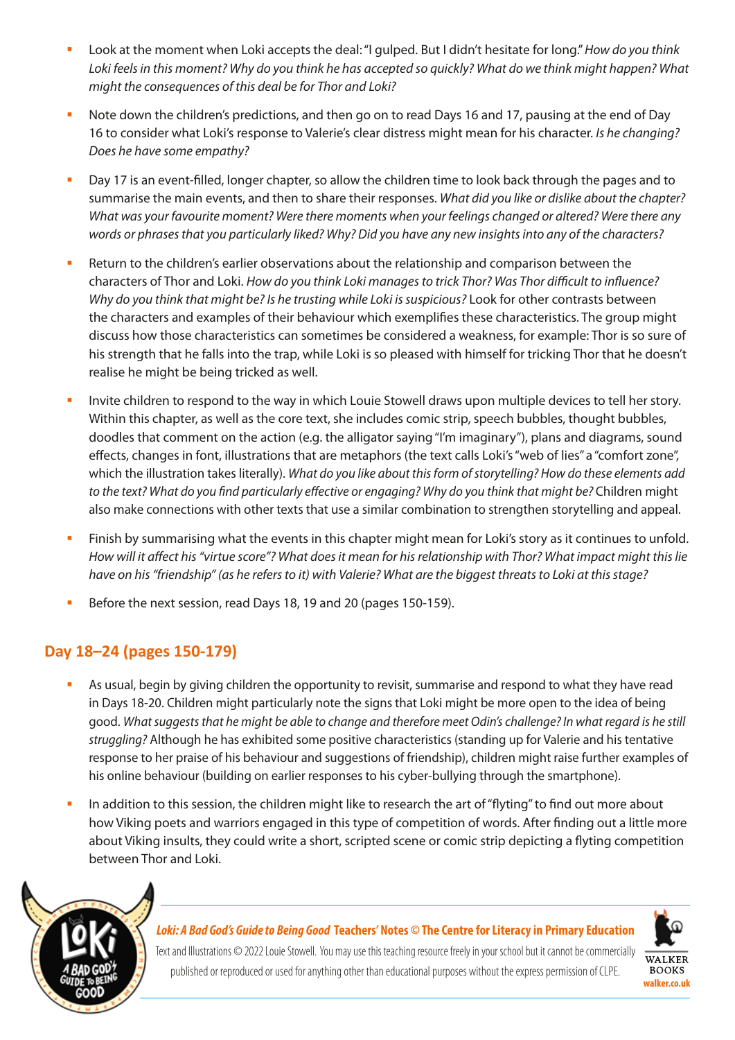- Look at the moment when Loki accepts the deal: "I gulped. But I didn't hesitate for long." *How do you think Loki feels in this moment? Why do you think he has accepted so quickly? What do we think might happen? What might the consequences of this deal be for Thor and Loki?*
- Note down the children's predictions, and then go on to read Days 16 and 17, pausing at the end of Day 16 to consider what Loki's response to Valerie's clear distress might mean for his character. *Is he changing? Does he have some empathy?*
- Day 17 is an event-filled, longer chapter, so allow the children time to look back through the pages and to summarise the main events, and then to share their responses. *What did you like or dislike about the chapter? What was your favourite moment? Were there moments when your feelings changed or altered? Were there any words or phrases that you particularly liked? Why? Did you have any new insights into any of the characters?*
- Return to the children's earlier observations about the relationship and comparison between the characters of Thor and Loki. *How do you think Loki manages to trick Thor? Was Thor difficult to influence? Why do you think that might be? Is he trusting while Loki is suspicious?* Look for other contrasts between the characters and examples of their behaviour which exemplifies these characteristics. The group might discuss how those characteristics can sometimes be considered a weakness, for example: Thor is so sure of his strength that he falls into the trap, while Loki is so pleased with himself for tricking Thor that he doesn't realise he might be being tricked as well.
- Invite children to respond to the way in which Louie Stowell draws upon multiple devices to tell her story. Within this chapter, as well as the core text, she includes comic strip, speech bubbles, thought bubbles, doodles that comment on the action (e.g. the alligator saying "I'm imaginary"), plans and diagrams, sound effects, changes in font, illustrations that are metaphors (the text calls Loki's "web of lies" a "comfort zone", which the illustration takes literally). *What do you like about this form of storytelling? How do these elements add to the text? What do you find particularly effective or engaging? Why do you think that might be?* Children might also make connections with other texts that use a similar combination to strengthen storytelling and appeal.
- Finish by summarising what the events in this chapter might mean for Loki's story as it continues to unfold. *How will it affect his "virtue score"? What does it mean for his relationship with Thor? What impact might this lie have on his "friendship" (as he refers to it) with Valerie? What are the biggest threats to Loki at this stage?*
- Before the next session, read Days 18, 19 and 20 (pages 150-159).

## Day 18–24 (pages 150-179)

- As usual, begin by giving children the opportunity to revisit, summarise and respond to what they have read in Days 18-20. Children might particularly note the signs that Loki might be more open to the idea of being good. *What suggests that he might be able to change and therefore meet Odin's challenge? In what regard is he still struggling?* Although he has exhibited some positive characteristics (standing up for Valerie and his tentative response to her praise of his behaviour and suggestions of friendship), children might raise further examples of his online behaviour (building on earlier responses to his cyber-bullying through the smartphone).
- In addition to this session, the children might like to research the art of "flyting" to find out more about how Viking poets and warriors engaged in this type of competition of words. After finding out a little more about Viking insults, they could write a short, scripted scene or comic strip depicting a flyting competition between Thor and Loki.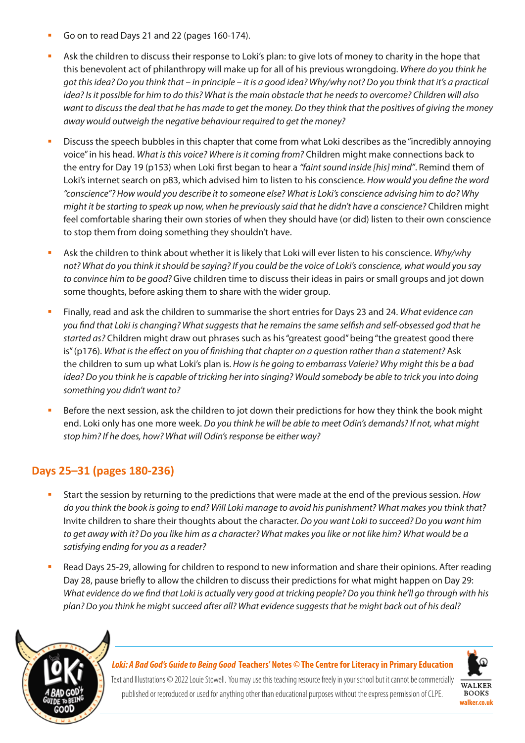- Go on to read Days 21 and 22 (pages 160-174).
- Ask the children to discuss their response to Loki's plan: to give lots of money to charity in the hope that this benevolent act of philanthropy will make up for all of his previous wrongdoing. *Where do you think he got this idea? Do you think that – in principle – it is a good idea? Why/why not? Do you think that it's a practical idea? Is it possible for him to do this? What is the main obstacle that he needs to overcome? Children will also want to discuss the deal that he has made to get the money. Do they think that the positives of giving the money away would outweigh the negative behaviour required to get the money?*
- Discuss the speech bubbles in this chapter that come from what Loki describes as the "incredibly annoying voice" in his head. *What is this voice? Where is it coming from?* Children might make connections back to the entry for Day 19 (p153) when Loki first began to hear a *"faint sound inside [his] mind"*. Remind them of Loki's internet search on p83, which advised him to listen to his conscience. *How would you define the word "conscience"? How would you describe it to someone else? What is Loki's conscience advising him to do? Why might it be starting to speak up now, when he previously said that he didn't have a conscience?* Children might feel comfortable sharing their own stories of when they should have (or did) listen to their own conscience to stop them from doing something they shouldn't have.
- Ask the children to think about whether it is likely that Loki will ever listen to his conscience. *Why/why not? What do you think it should be saying? If you could be the voice of Loki's conscience, what would you say to convince him to be good?* Give children time to discuss their ideas in pairs or small groups and jot down some thoughts, before asking them to share with the wider group.
- Finally, read and ask the children to summarise the short entries for Days 23 and 24. *What evidence can you find that Loki is changing? What suggests that he remains the same selfish and self-obsessed god that he started as?* Children might draw out phrases such as his "greatest good" being "the greatest good there is" (p176). *What is the effect on you of finishing that chapter on a question rather than a statement?* Ask the children to sum up what Loki's plan is. *How is he going to embarrass Valerie? Why might this be a bad idea? Do you think he is capable of tricking her into singing? Would somebody be able to trick you into doing something you didn't want to?*
- Before the next session, ask the children to jot down their predictions for how they think the book might end. Loki only has one more week. *Do you think he will be able to meet Odin's demands? If not, what might stop him? If he does, how? What will Odin's response be either way?*

## Days 25–31 (pages 180-236)

- Start the session by returning to the predictions that were made at the end of the previous session. *How do you think the book is going to end? Will Loki manage to avoid his punishment? What makes you think that?* Invite children to share their thoughts about the character. *Do you want Loki to succeed? Do you want him to get away with it? Do you like him as a character? What makes you like or not like him? What would be a satisfying ending for you as a reader?*
- Read Days 25-29, allowing for children to respond to new information and share their opinions. After reading Day 28, pause briefly to allow the children to discuss their predictions for what might happen on Day 29: *What evidence do we find that Loki is actually very good at tricking people? Do you think he'll go through with his plan? Do you think he might succeed after all? What evidence suggests that he might back out of his deal?*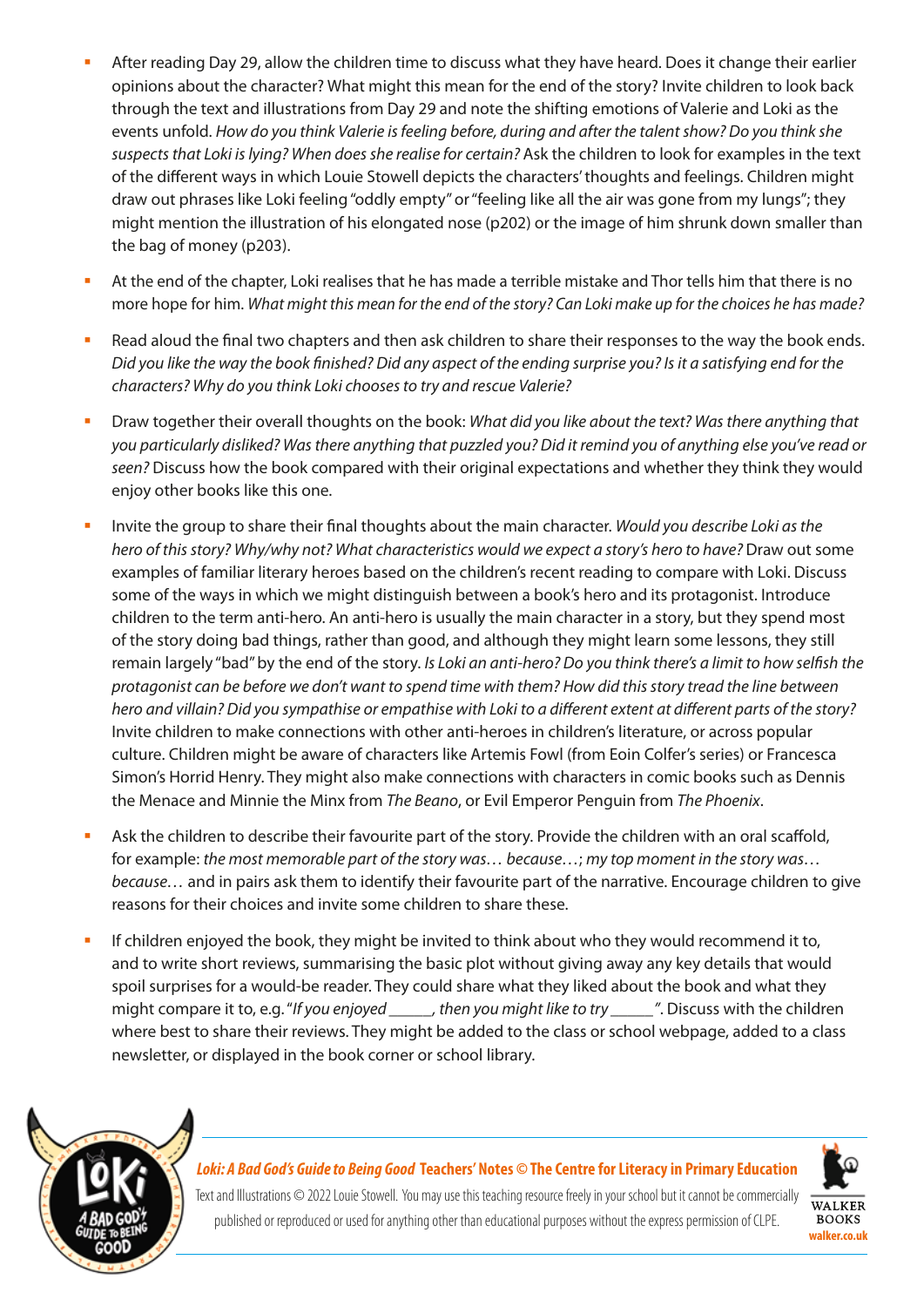- After reading Day 29, allow the children time to discuss what they have heard. Does it change their earlier opinions about the character? What might this mean for the end of the story? Invite children to look back through the text and illustrations from Day 29 and note the shifting emotions of Valerie and Loki as the events unfold. *How do you think Valerie is feeling before, during and after the talent show? Do you think she suspects that Loki is lying? When does she realise for certain?* Ask the children to look for examples in the text of the different ways in which Louie Stowell depicts the characters' thoughts and feelings. Children might draw out phrases like Loki feeling "oddly empty" or "feeling like all the air was gone from my lungs"; they might mention the illustration of his elongated nose (p202) or the image of him shrunk down smaller than the bag of money (p203).

- At the end of the chapter, Loki realises that he has made a terrible mistake and Thor tells him that there is no more hope for him. *What might this mean for the end of the story? Can Loki make up for the choices he has made?*

- Read aloud the final two chapters and then ask children to share their responses to the way the book ends. *Did you like the way the book finished? Did any aspect of the ending surprise you? Is it a satisfying end for the characters? Why do you think Loki chooses to try and rescue Valerie?*

- Draw together their overall thoughts on the book: *What did you like about the text? Was there anything that you particularly disliked? Was there anything that puzzled you? Did it remind you of anything else you've read or seen?* Discuss how the book compared with their original expectations and whether they think they would enjoy other books like this one.

- Invite the group to share their final thoughts about the main character. *Would you describe Loki as the hero of this story? Why/why not? What characteristics would we expect a story's hero to have?* Draw out some examples of familiar literary heroes based on the children's recent reading to compare with Loki. Discuss some of the ways in which we might distinguish between a book's hero and its protagonist. Introduce children to the term anti-hero. An anti-hero is usually the main character in a story, but they spend most of the story doing bad things, rather than good, and although they might learn some lessons, they still remain largely "bad" by the end of the story. *Is Loki an anti-hero? Do you think there's a limit to how selfish the protagonist can be before we don't want to spend time with them? How did this story tread the line between hero and villain? Did you sympathise or empathise with Loki to a different extent at different parts of the story?* Invite children to make connections with other anti-heroes in children's literature, or across popular culture. Children might be aware of characters like Artemis Fowl (from Eoin Colfer's series) or Francesca Simon's Horrid Henry. They might also make connections with characters in comic books such as Dennis the Menace and Minnie the Minx from *The Beano*, or Evil Emperor Penguin from *The Phoenix*.

- Ask the children to describe their favourite part of the story. Provide the children with an oral scaffold, for example: *the most memorable part of the story was… because…*; *my top moment in the story was… because…* and in pairs ask them to identify their favourite part of the narrative. Encourage children to give reasons for their choices and invite some children to share these.

- If children enjoyed the book, they might be invited to think about who they would recommend it to, and to write short reviews, summarising the basic plot without giving away any key details that would spoil surprises for a would-be reader. They could share what they liked about the book and what they might compare it to, e.g. "*If you enjoyed \_\_\_\_\_, then you might like to try \_\_\_\_\_*". Discuss with the children where best to share their reviews. They might be added to the class or school webpage, added to a class newsletter, or displayed in the book corner or school library.

***Loki: A Bad God's Guide to Being Good*** **Teachers' Notes © The Centre for Literacy in Primary Education**

Text and Illustrations © 2022 Louie Stowell. You may use this teaching resource freely in your school but it cannot be commercially published or reproduced or used for anything other than educational purposes without the express permission of CLPE.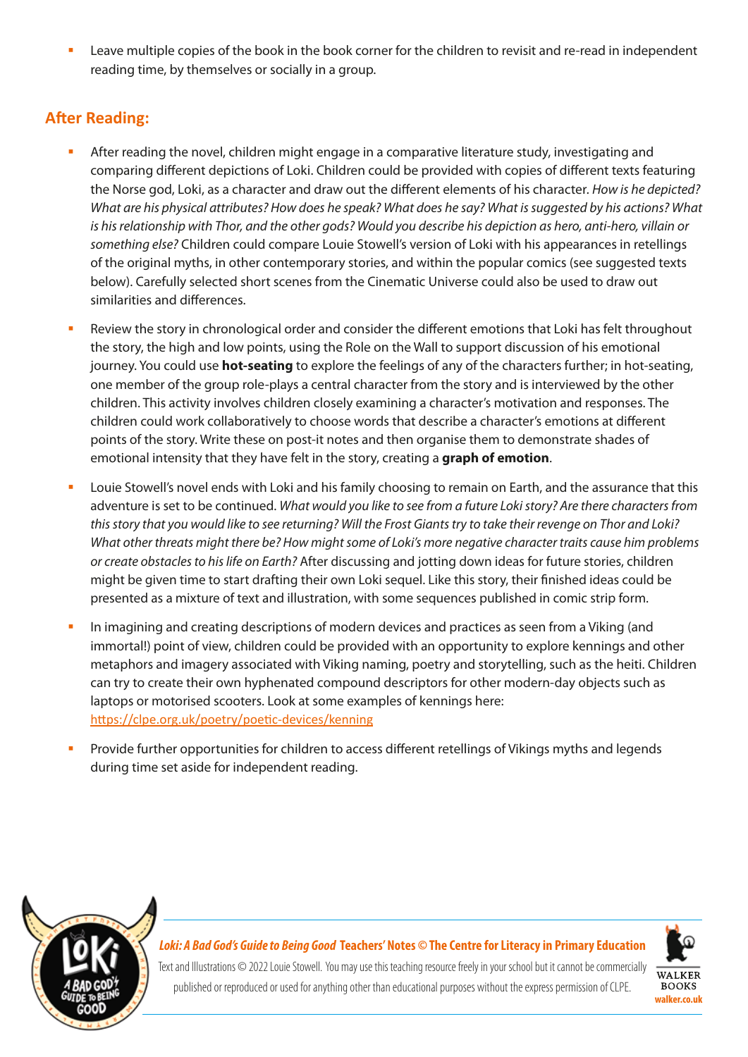- Leave multiple copies of the book in the book corner for the children to revisit and re-read in independent reading time, by themselves or socially in a group.

## After Reading:

- After reading the novel, children might engage in a comparative literature study, investigating and comparing different depictions of Loki. Children could be provided with copies of different texts featuring the Norse god, Loki, as a character and draw out the different elements of his character. *How is he depicted? What are his physical attributes? How does he speak? What does he say? What is suggested by his actions? What is his relationship with Thor, and the other gods? Would you describe his depiction as hero, anti-hero, villain or something else?* Children could compare Louie Stowell's version of Loki with his appearances in retellings of the original myths, in other contemporary stories, and within the popular comics (see suggested texts below). Carefully selected short scenes from the Cinematic Universe could also be used to draw out similarities and differences.
- Review the story in chronological order and consider the different emotions that Loki has felt throughout the story, the high and low points, using the Role on the Wall to support discussion of his emotional journey. You could use **hot-seating** to explore the feelings of any of the characters further; in hot-seating, one member of the group role-plays a central character from the story and is interviewed by the other children. This activity involves children closely examining a character's motivation and responses. The children could work collaboratively to choose words that describe a character's emotions at different points of the story. Write these on post-it notes and then organise them to demonstrate shades of emotional intensity that they have felt in the story, creating a **graph of emotion**.
- Louie Stowell's novel ends with Loki and his family choosing to remain on Earth, and the assurance that this adventure is set to be continued. *What would you like to see from a future Loki story? Are there characters from this story that you would like to see returning? Will the Frost Giants try to take their revenge on Thor and Loki? What other threats might there be? How might some of Loki's more negative character traits cause him problems or create obstacles to his life on Earth?* After discussing and jotting down ideas for future stories, children might be given time to start drafting their own Loki sequel. Like this story, their finished ideas could be presented as a mixture of text and illustration, with some sequences published in comic strip form.
- In imagining and creating descriptions of modern devices and practices as seen from a Viking (and immortal!) point of view, children could be provided with an opportunity to explore kennings and other metaphors and imagery associated with Viking naming, poetry and storytelling, such as the heiti. Children can try to create their own hyphenated compound descriptors for other modern-day objects such as laptops or motorised scooters. Look at some examples of kennings here: https://clpe.org.uk/poetry/poetic-devices/kenning
- Provide further opportunities for children to access different retellings of Vikings myths and legends during time set aside for independent reading.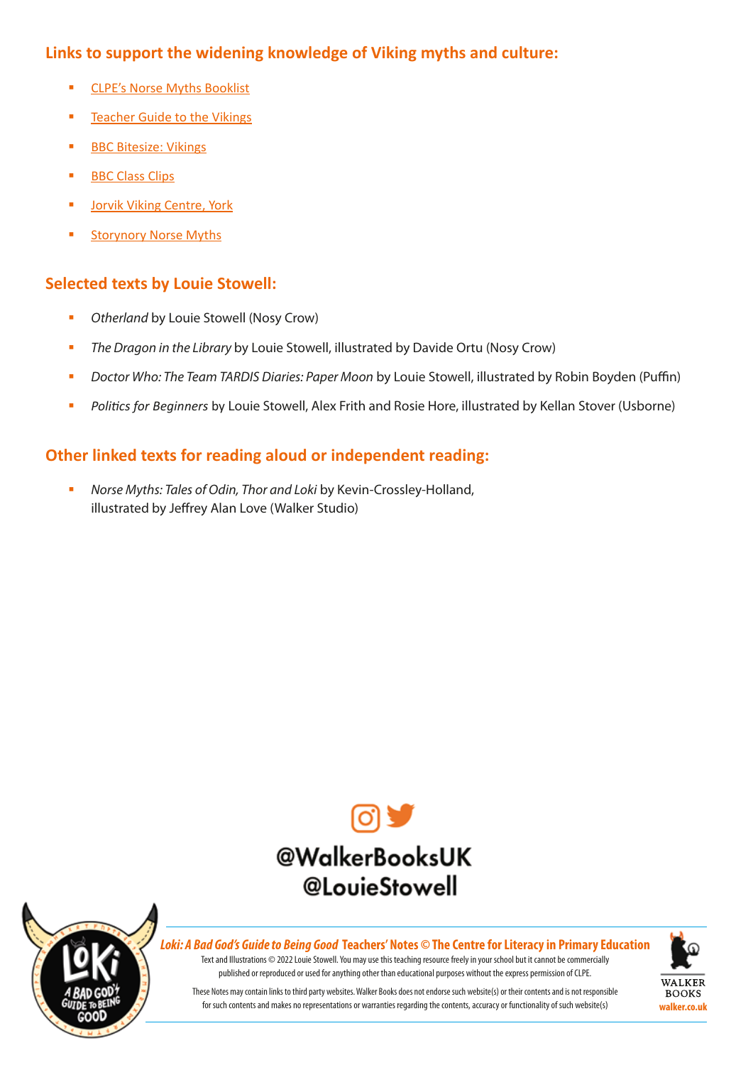## Links to support the widening knowledge of Viking myths and culture:

- CLPE's Norse Myths Booklist
- Teacher Guide to the Vikings
- BBC Bitesize: Vikings
- BBC Class Clips
- Jorvik Viking Centre, York
- Storynory Norse Myths

## Selected texts by Louie Stowell:

- *Otherland* by Louie Stowell (Nosy Crow)
- *The Dragon in the Library* by Louie Stowell, illustrated by Davide Ortu (Nosy Crow)
- *Doctor Who: The Team TARDIS Diaries: Paper Moon* by Louie Stowell, illustrated by Robin Boyden (Puffin)
- *Politics for Beginners* by Louie Stowell, Alex Frith and Rosie Hore, illustrated by Kellan Stover (Usborne)

## Other linked texts for reading aloud or independent reading:

- *Norse Myths: Tales of Odin, Thor and Loki* by Kevin-Crossley-Holland, illustrated by Jeffrey Alan Love (Walker Studio)

@WalkerBooksUK
@LouieStowell

*Loki: A Bad God's Guide to Being Good* Teachers' Notes © The Centre for Literacy in Primary Education

Text and Illustrations © 2022 Louie Stowell. You may use this teaching resource freely in your school but it cannot be commercially published or reproduced or used for anything other than educational purposes without the express permission of CLPE.

These Notes may contain links to third party websites. Walker Books does not endorse such website(s) or their contents and is not responsible for such contents and makes no representations or warranties regarding the contents, accuracy or functionality of such website(s)

WALKER BOOKS
walker.co.uk